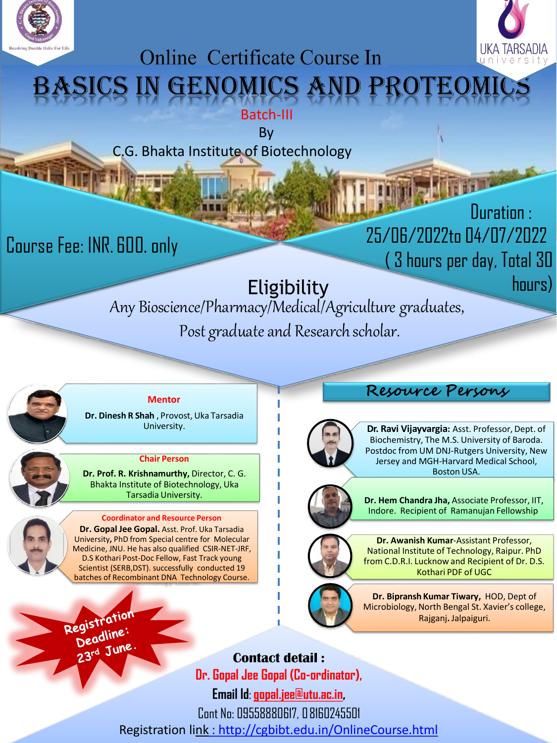Online Certificate Course In

# BASICS IN GENOMICS AND PROTEOMICS

Batch-III

By

C.G. Bhakta Institute of Biotechnology

Course Fee: INR. 600. only

Duration : 25/06/2022to 04/07/2022 ( 3 hours per day, Total 30 hours)

## Eligibility

*Any Bioscience/Pharmacy/Medical/Agriculture graduates, Post graduate and Research scholar.*

**Mentor**

**Dr. Dinesh R Shah** , Provost, Uka Tarsadia University.

**Chair Person**

**Dr. Prof. R. Krishnamurthy,** Director, C. G. Bhakta Institute of Biotechnology, Uka Tarsadia University.

**Coordinator and Resource Person**

**Dr. Gopal Jee Gopal.** Asst. Prof. Uka Tarsadia University, PhD from Special centre for Molecular Medicine, JNU. He has also qualified CSIR-NET-JRF, D.S Kothari Post-Doc Fellow, Fast Track young Scientist (SERB,DST). successfully conducted 19 batches of Recombinant DNA Technology Course.

## Resource Persons

**Dr. Ravi Vijayvargia:** Asst. Professor, Dept. of Biochemistry, The M.S. University of Baroda. Postdoc from UM DNJ-Rutgers University, New Jersey and MGH-Harvard Medical School, Boston USA.

**Dr. Hem Chandra Jha,** Associate Professor, IIT, Indore. Recipient of Ramanujan Fellowship

**Dr. Awanish Kumar**-Assistant Professor, National Institute of Technology, Raipur. PhD from C.D.R.I. Lucknow and Recipient of Dr. D.S. Kothari PDF of UGC

**Dr. Bipransh Kumar Tiwary,** HOD, Dept of Microbiology, North Bengal St. Xavier's college, Rajganj**.** Jalpaiguri.

Registration Deadline: 23rd June.

**Contact detail :**

**Dr. Gopal Jee Gopal (Co-ordinator),**

**Email Id**: **gopal.jee@utu.ac.in**,

Cont No: 09558880617, 08160245501

Registration link : http://cgbibt.edu.in/OnlineCourse.html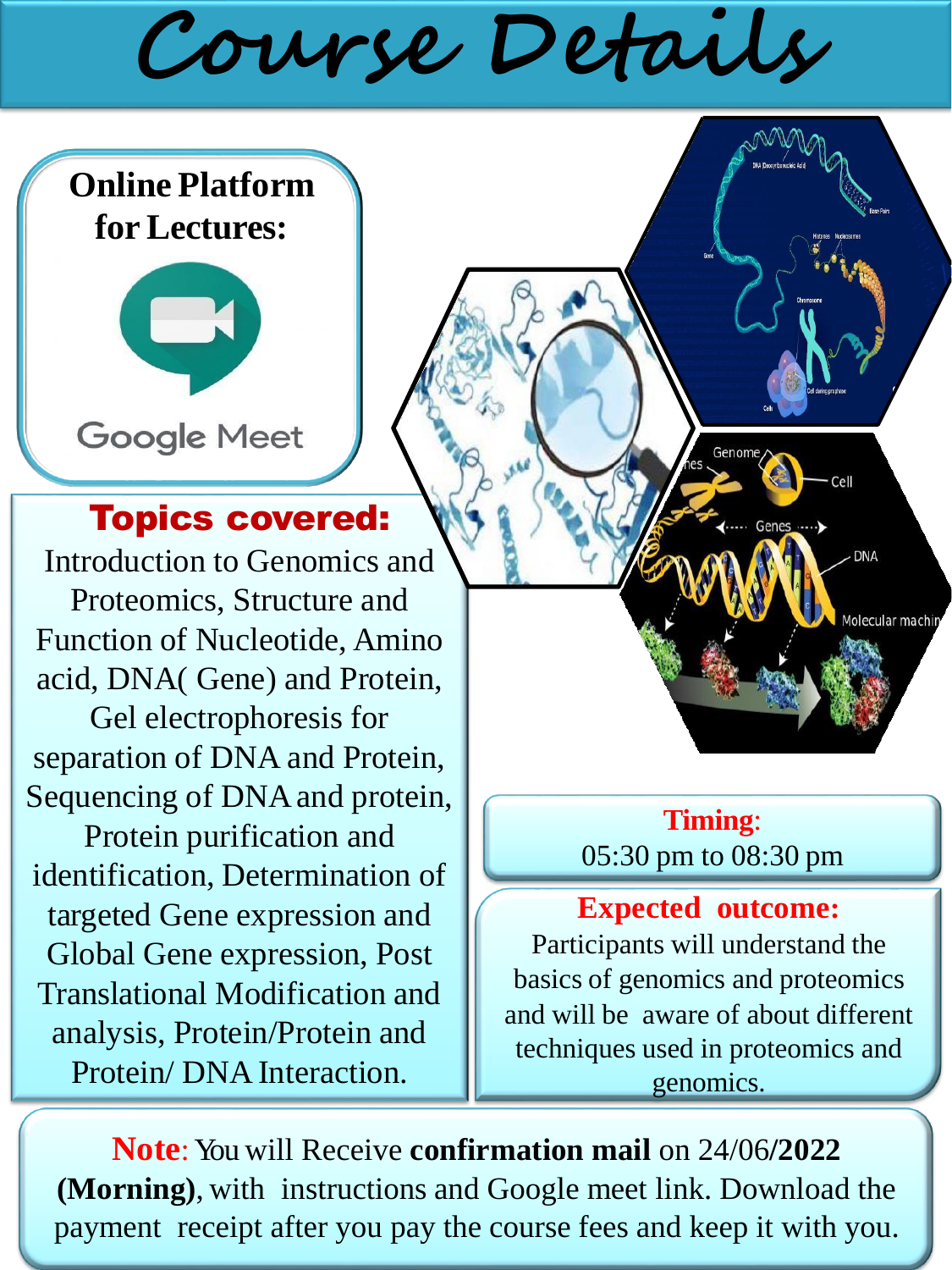# Course Details

## Online Platform for Lectures:

Google Meet

## Topics covered:

Introduction to Genomics and Proteomics, Structure and Function of Nucleotide, Amino acid, DNA( Gene) and Protein, Gel electrophoresis for separation of DNA and Protein, Sequencing of DNA and protein, Protein purification and identification, Determination of targeted Gene expression and Global Gene expression, Post Translational Modification and analysis, Protein/Protein and Protein/ DNA Interaction.

**Timing**:
05:30 pm to 08:30 pm

**Expected outcome:**
Participants will understand the basics of genomics and proteomics and will be aware of about different techniques used in proteomics and genomics.

**Note**: You will Receive **confirmation mail** on 24/06/**2022 (Morning)**, with instructions and Google meet link. Download the payment receipt after you pay the course fees and keep it with you.